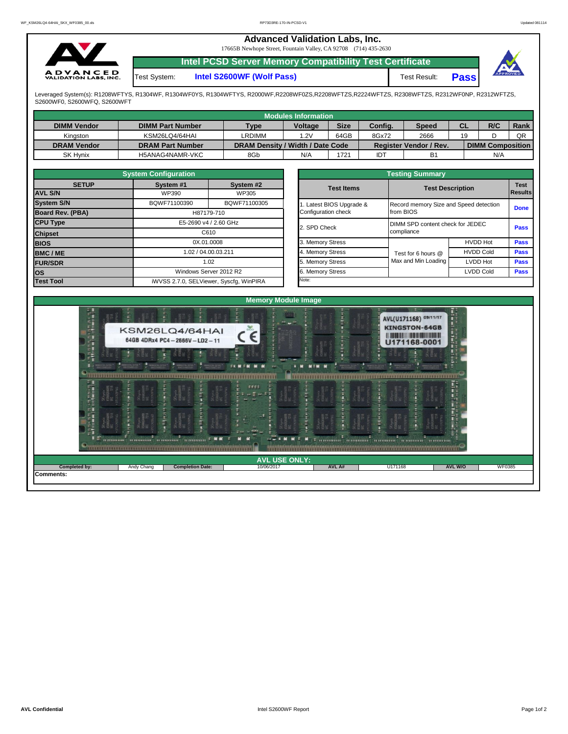# Advanced Validation Labs, Inc.

17665B Newhope Street, Fountain Valley, CA 92708 (714) 435-2630

## Intel PCSD Server Memory Compatibility Test Certificate

Test System: **Intel S2600WF (Wolf Pass)** Test Result: **Pass**

Leveraged System(s): R1208WFTYS, R1304WF, R1304WF0YS, R1304WFTYS, R2000WF,R2208WF0ZS,R2208WFTZS,R2224WFTZS, R2308WFTZS, R2312WF0NP, R2312WFTZS, S2600WF0, S2600WFQ, S2600WFT

### Modules Information

| DIMM Vendor | DIMM Part Number | Type | Voltage | Size | Config. | Speed | CL | R/C | Rank |
|---|---|---|---|---|---|---|---|---|---|
| Kingston | KSM26LQ4/64HAI | LRDIMM | 1.2V | 64GB | 8Gx72 | 2666 | 19 | D | QR |
| **DRAM Vendor** | **DRAM Part Number** | **DRAM Density / Width / Date Code** | | | **Register Vendor / Rev.** | | **DIMM Composition** | | |
| SK Hynix | H5ANAG4NAMR-VKC | 8Gb | N/A | 1721 | IDT | B1 | N/A | | |

### System Configuration

| SETUP | System #1 | System #2 |
|---|---|---|
| AVL S/N | WP390 | WP305 |
| System S/N | BQWF71100390 | BQWF71100305 |
| Board Rev. (PBA) | H87179-710 | |
| CPU Type | E5-2690 v4 / 2.60 GHz | |
| Chipset | C610 | |
| BIOS | 0X.01.0008 | |
| BMC / ME | 1.02 / 04.00.03.211 | |
| FUR/SDR | 1.02 | |
| OS | Windows Server 2012 R2 | |
| Test Tool | iWVSS 2.7.0, SELViewer, Syscfg, WinPIRA | |

### Testing Summary

| Test Items | Test Description | | Test Results |
|---|---|---|---|
| 1. Latest BIOS Upgrade & Configuration check | Record memory Size and Speed detection from BIOS | | Done |
| 2. SPD Check | DIMM SPD content check for JEDEC compliance | | Pass |
| 3. Memory Stress | Test for 6 hours @ Max and Min Loading | HVDD Hot | Pass |
| 4. Memory Stress | | HVDD Cold | Pass |
| 5. Memory Stress | | LVDD Hot | Pass |
| 6. Memory Stress | | LVDD Cold | Pass |
| Note: | | | |

### Memory Module Image

### AVL USE ONLY:

| Completed by: | Andy Chang | Completion Date: | 10/06/2017 | AVL A# | U171168 | AVL W/O | WF0385 |
|---|---|---|---|---|---|---|---|

**Comments:**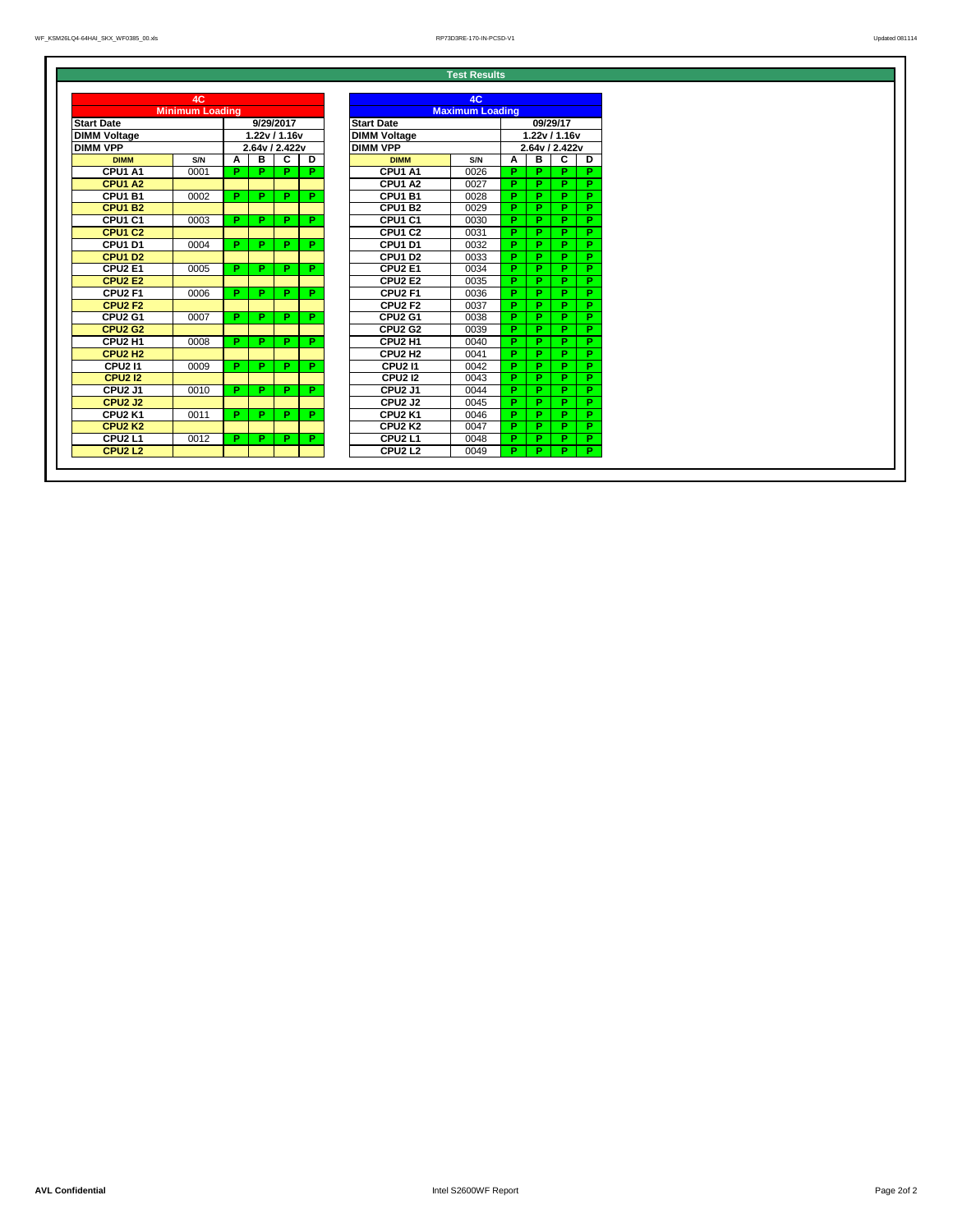## Test Results

| 4C Minimum Loading | | | | | |
|---|---|---|---|---|---|
| **Start Date** | | 9/29/2017 | | | |
| **DIMM Voltage** | | 1.22v / 1.16v | | | |
| **DIMM VPP** | | 2.64v / 2.422v | | | |
| **DIMM** | **S/N** | **A** | **B** | **C** | **D** |
| CPU1 A1 | 0001 | P | P | P | P |
| CPU1 A2 | | | | | |
| CPU1 B1 | 0002 | P | P | P | P |
| CPU1 B2 | | | | | |
| CPU1 C1 | 0003 | P | P | P | P |
| CPU1 C2 | | | | | |
| CPU1 D1 | 0004 | P | P | P | P |
| CPU1 D2 | | | | | |
| CPU2 E1 | 0005 | P | P | P | P |
| CPU2 E2 | | | | | |
| CPU2 F1 | 0006 | P | P | P | P |
| CPU2 F2 | | | | | |
| CPU2 G1 | 0007 | P | P | P | P |
| CPU2 G2 | | | | | |
| CPU2 H1 | 0008 | P | P | P | P |
| CPU2 H2 | | | | | |
| CPU2 I1 | 0009 | P | P | P | P |
| CPU2 I2 | | | | | |
| CPU2 J1 | 0010 | P | P | P | P |
| CPU2 J2 | | | | | |
| CPU2 K1 | 0011 | P | P | P | P |
| CPU2 K2 | | | | | |
| CPU2 L1 | 0012 | P | P | P | P |
| CPU2 L2 | | | | | |

| 4C Maximum Loading | | | | | |
|---|---|---|---|---|---|
| **Start Date** | | 09/29/17 | | | |
| **DIMM Voltage** | | 1.22v / 1.16v | | | |
| **DIMM VPP** | | 2.64v / 2.422v | | | |
| **DIMM** | **S/N** | **A** | **B** | **C** | **D** |
| CPU1 A1 | 0026 | P | P | P | P |
| CPU1 A2 | 0027 | P | P | P | P |
| CPU1 B1 | 0028 | P | P | P | P |
| CPU1 B2 | 0029 | P | P | P | P |
| CPU1 C1 | 0030 | P | P | P | P |
| CPU1 C2 | 0031 | P | P | P | P |
| CPU1 D1 | 0032 | P | P | P | P |
| CPU1 D2 | 0033 | P | P | P | P |
| CPU2 E1 | 0034 | P | P | P | P |
| CPU2 E2 | 0035 | P | P | P | P |
| CPU2 F1 | 0036 | P | P | P | P |
| CPU2 F2 | 0037 | P | P | P | P |
| CPU2 G1 | 0038 | P | P | P | P |
| CPU2 G2 | 0039 | P | P | P | P |
| CPU2 H1 | 0040 | P | P | P | P |
| CPU2 H2 | 0041 | P | P | P | P |
| CPU2 I1 | 0042 | P | P | P | P |
| CPU2 I2 | 0043 | P | P | P | P |
| CPU2 J1 | 0044 | P | P | P | P |
| CPU2 J2 | 0045 | P | P | P | P |
| CPU2 K1 | 0046 | P | P | P | P |
| CPU2 K2 | 0047 | P | P | P | P |
| CPU2 L1 | 0048 | P | P | P | P |
| CPU2 L2 | 0049 | P | P | P | P |